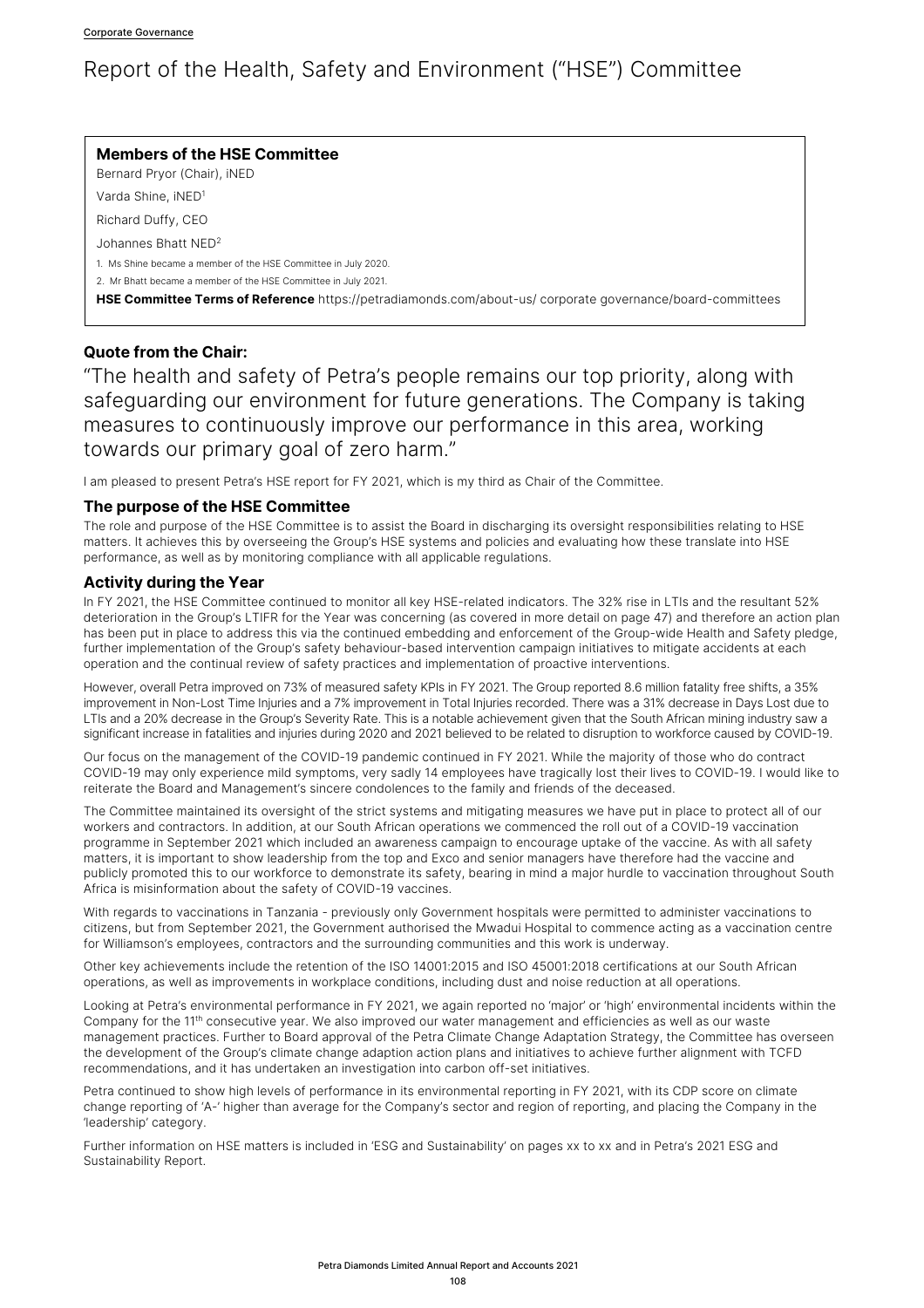# Report of the Health, Safety and Environment ("HSE") Committee

**Members of the HSE Committee**

Bernard Pryor (Chair), iNED

Varda Shine, iNED[1]

Richard Duffy, CEO

Johannes Bhatt NED[2]

1. Ms Shine became a member of the HSE Committee in July 2020.
2. Mr Bhatt became a member of the HSE Committee in July 2021.

**HSE Committee Terms of Reference** https://petradiamonds.com/about-us/ corporate governance/board-committees

### Quote from the Chair:

"The health and safety of Petra's people remains our top priority, along with safeguarding our environment for future generations. The Company is taking measures to continuously improve our performance in this area, working towards our primary goal of zero harm."

I am pleased to present Petra's HSE report for FY 2021, which is my third as Chair of the Committee.

### The purpose of the HSE Committee

The role and purpose of the HSE Committee is to assist the Board in discharging its oversight responsibilities relating to HSE matters. It achieves this by overseeing the Group's HSE systems and policies and evaluating how these translate into HSE performance, as well as by monitoring compliance with all applicable regulations.

### Activity during the Year

In FY 2021, the HSE Committee continued to monitor all key HSE-related indicators. The 32% rise in LTIs and the resultant 52% deterioration in the Group's LTIFR for the Year was concerning (as covered in more detail on page 47) and therefore an action plan has been put in place to address this via the continued embedding and enforcement of the Group-wide Health and Safety pledge, further implementation of the Group's safety behaviour-based intervention campaign initiatives to mitigate accidents at each operation and the continual review of safety practices and implementation of proactive interventions.

However, overall Petra improved on 73% of measured safety KPIs in FY 2021. The Group reported 8.6 million fatality free shifts, a 35% improvement in Non-Lost Time Injuries and a 7% improvement in Total Injuries recorded. There was a 31% decrease in Days Lost due to LTIs and a 20% decrease in the Group's Severity Rate. This is a notable achievement given that the South African mining industry saw a significant increase in fatalities and injuries during 2020 and 2021 believed to be related to disruption to workforce caused by COVID-19.

Our focus on the management of the COVID-19 pandemic continued in FY 2021. While the majority of those who do contract COVID-19 may only experience mild symptoms, very sadly 14 employees have tragically lost their lives to COVID-19. I would like to reiterate the Board and Management's sincere condolences to the family and friends of the deceased.

The Committee maintained its oversight of the strict systems and mitigating measures we have put in place to protect all of our workers and contractors. In addition, at our South African operations we commenced the roll out of a COVID-19 vaccination programme in September 2021 which included an awareness campaign to encourage uptake of the vaccine. As with all safety matters, it is important to show leadership from the top and Exco and senior managers have therefore had the vaccine and publicly promoted this to our workforce to demonstrate its safety, bearing in mind a major hurdle to vaccination throughout South Africa is misinformation about the safety of COVID-19 vaccines.

With regards to vaccinations in Tanzania - previously only Government hospitals were permitted to administer vaccinations to citizens, but from September 2021, the Government authorised the Mwadui Hospital to commence acting as a vaccination centre for Williamson's employees, contractors and the surrounding communities and this work is underway.

Other key achievements include the retention of the ISO 14001:2015 and ISO 45001:2018 certifications at our South African operations, as well as improvements in workplace conditions, including dust and noise reduction at all operations.

Looking at Petra's environmental performance in FY 2021, we again reported no 'major' or 'high' environmental incidents within the Company for the 11th consecutive year. We also improved our water management and efficiencies as well as our waste management practices. Further to Board approval of the Petra Climate Change Adaptation Strategy, the Committee has overseen the development of the Group's climate change adaption action plans and initiatives to achieve further alignment with TCFD recommendations, and it has undertaken an investigation into carbon off-set initiatives.

Petra continued to show high levels of performance in its environmental reporting in FY 2021, with its CDP score on climate change reporting of 'A-' higher than average for the Company's sector and region of reporting, and placing the Company in the 'leadership' category.

Further information on HSE matters is included in 'ESG and Sustainability' on pages xx to xx and in Petra's 2021 ESG and Sustainability Report.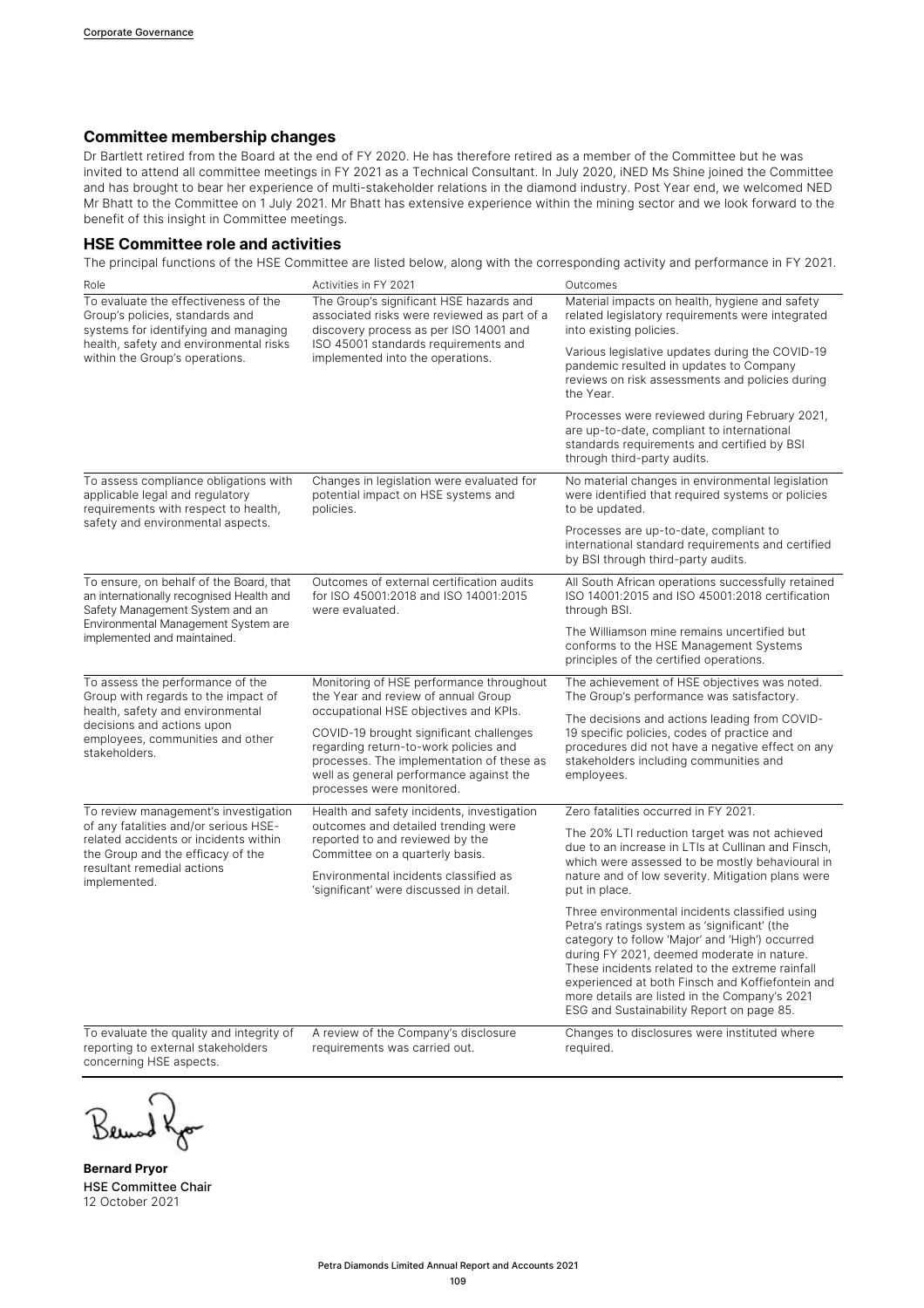## Committee membership changes

Dr Bartlett retired from the Board at the end of FY 2020. He has therefore retired as a member of the Committee but he was invited to attend all committee meetings in FY 2021 as a Technical Consultant. In July 2020, iNED Ms Shine joined the Committee and has brought to bear her experience of multi-stakeholder relations in the diamond industry. Post Year end, we welcomed NED Mr Bhatt to the Committee on 1 July 2021. Mr Bhatt has extensive experience within the mining sector and we look forward to the benefit of this insight in Committee meetings.

## HSE Committee role and activities

The principal functions of the HSE Committee are listed below, along with the corresponding activity and performance in FY 2021.

| Role | Activities in FY 2021 | Outcomes |
|---|---|---|
| To evaluate the effectiveness of the Group's policies, standards and systems for identifying and managing health, safety and environmental risks within the Group's operations. | The Group's significant HSE hazards and associated risks were reviewed as part of a discovery process as per ISO 14001 and ISO 45001 standards requirements and implemented into the operations. | Material impacts on health, hygiene and safety related legislatory requirements were integrated into existing policies.<br><br>Various legislative updates during the COVID-19 pandemic resulted in updates to Company reviews on risk assessments and policies during the Year.<br><br>Processes were reviewed during February 2021, are up-to-date, compliant to international standards requirements and certified by BSI through third-party audits. |
| To assess compliance obligations with applicable legal and regulatory requirements with respect to health, safety and environmental aspects. | Changes in legislation were evaluated for potential impact on HSE systems and policies. | No material changes in environmental legislation were identified that required systems or policies to be updated.<br><br>Processes are up-to-date, compliant to international standard requirements and certified by BSI through third-party audits. |
| To ensure, on behalf of the Board, that an internationally recognised Health and Safety Management System and an Environmental Management System are implemented and maintained. | Outcomes of external certification audits for ISO 45001:2018 and ISO 14001:2015 were evaluated. | All South African operations successfully retained ISO 14001:2015 and ISO 45001:2018 certification through BSI.<br><br>The Williamson mine remains uncertified but conforms to the HSE Management Systems principles of the certified operations. |
| To assess the performance of the Group with regards to the impact of health, safety and environmental decisions and actions upon employees, communities and other stakeholders. | Monitoring of HSE performance throughout the Year and review of annual Group occupational HSE objectives and KPIs.<br><br>COVID-19 brought significant challenges regarding return-to-work policies and processes. The implementation of these as well as general performance against the processes were monitored. | The achievement of HSE objectives was noted. The Group's performance was satisfactory.<br><br>The decisions and actions leading from COVID-19 specific policies, codes of practice and procedures did not have a negative effect on any stakeholders including communities and employees. |
| To review management's investigation of any fatalities and/or serious HSE-related accidents or incidents within the Group and the efficacy of the resultant remedial actions implemented. | Health and safety incidents, investigation outcomes and detailed trending were reported to and reviewed by the Committee on a quarterly basis.<br><br>Environmental incidents classified as 'significant' were discussed in detail. | Zero fatalities occurred in FY 2021.<br><br>The 20% LTI reduction target was not achieved due to an increase in LTIs at Cullinan and Finsch, which were assessed to be mostly behavioural in nature and of low severity. Mitigation plans were put in place.<br><br>Three environmental incidents classified using Petra's ratings system as 'significant' (the category to follow 'Major' and 'High') occurred during FY 2021, deemed moderate in nature. These incidents related to the extreme rainfall experienced at both Finsch and Koffiefontein and more details are listed in the Company's 2021 ESG and Sustainability Report on page 85. |
| To evaluate the quality and integrity of reporting to external stakeholders concerning HSE aspects. | A review of the Company's disclosure requirements was carried out. | Changes to disclosures were instituted where required. |

**Bernard Pryor**
HSE Committee Chair
12 October 2021